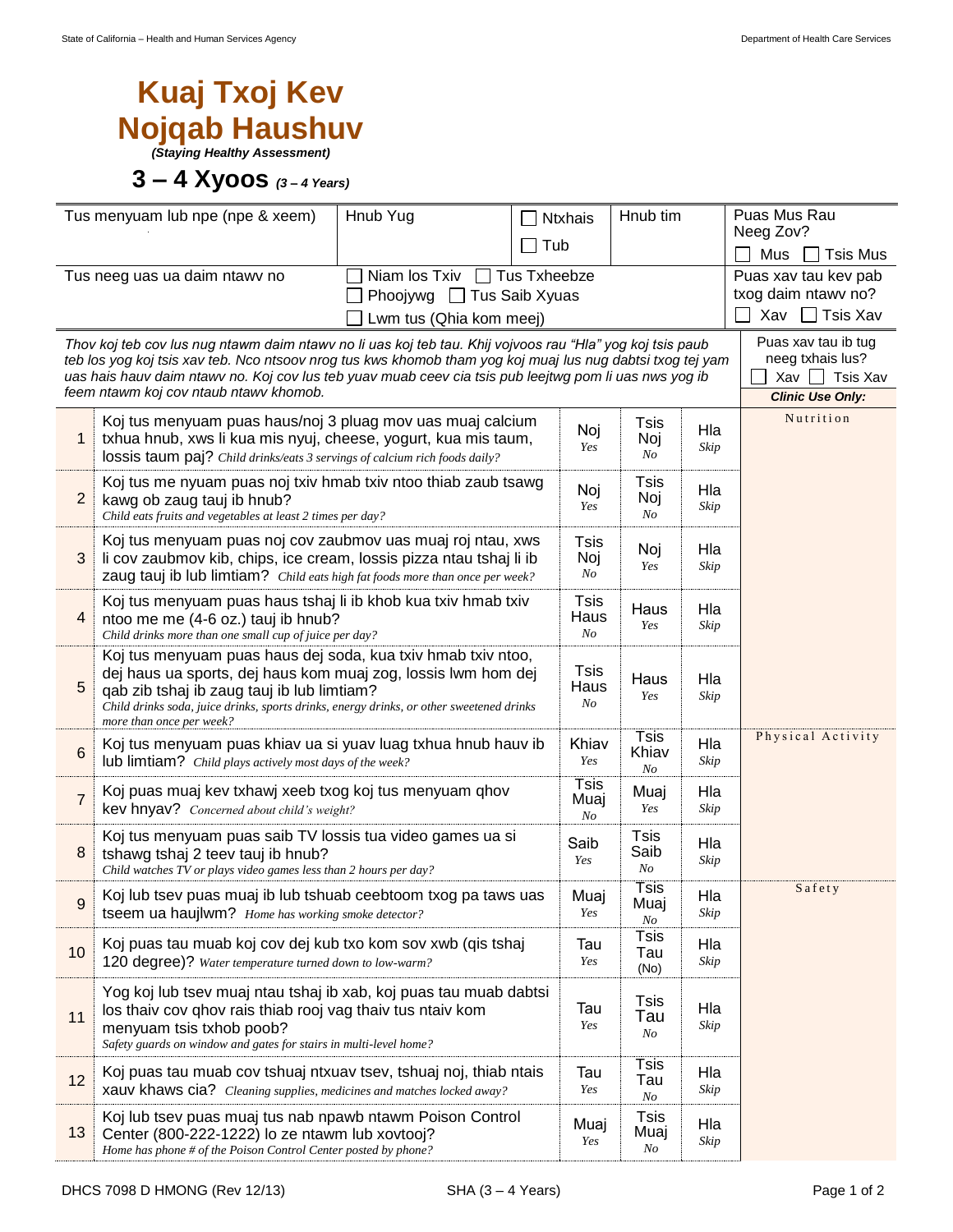# Kuaj Txoj Kev Nojqab Haushuv

*(Staying Healthy Assessment)*

## 3 – 4 Xyoos *(3 – 4 Years)*

| Tus menyuam lub npe (npe & xeem) | Hnub Yug | ☐ Ntxhais ☐ Tub | Hnub tim | Puas Mus Rau Neeg Zov? ☐ Mus ☐ Tsis Mus |
|---|---|---|---|---|
| Tus neeg uas ua daim ntawv no | ☐ Niam los Txiv ☐ Tus Txheebze ☐ Phoojywg ☐ Tus Saib Xyuas ☐ Lwm tus (Qhia kom meej) | | | Puas xav tau kev pab txog daim ntawv no? ☐ Xav ☐ Tsis Xav |

*Thov koj teb cov lus nug ntawm daim ntawv no li uas koj teb tau. Khij vojvoos rau "Hla" yog koj tsis paub teb los yog koj tsis xav teb. Nco ntsoov nrog tus kws khomob tham yog koj muaj lus nug dabtsi txog tej yam uas hais hauv daim ntawv no. Koj cov lus teb yuav muab ceev cia tsis pub leejtwg pom li uas nws yog ib feem ntawm koj cov ntaub ntawv khomob.*

Puas xav tau ib tug neeg txhais lus? ☐ Xav ☐ Tsis Xav

| # | Question | | | | *Clinic Use Only:* |
|---|---|---|---|---|---|
| 1 | Koj tus menyuam puas haus/noj 3 pluag mov uas muaj calcium txhua hnub, xws li kua mis nyuj, cheese, yogurt, kua mis taum, lossis taum paj? *Child drinks/eats 3 servings of calcium rich foods daily?* | Noj *Yes* | Tsis Noj *No* | Hla *Skip* | Nutrition |
| 2 | Koj tus me nyuam puas noj txiv hmab txiv ntoo thiab zaub tsawg kawg ob zaug tauj ib hnub? *Child eats fruits and vegetables at least 2 times per day?* | Noj *Yes* | Tsis Noj *No* | Hla *Skip* | |
| 3 | Koj tus menyuam puas noj cov zaubmov uas muaj roj ntau, xws li cov zaubmov kib, chips, ice cream, lossis pizza ntau tshaj li ib zaug tauj ib lub limtiam? *Child eats high fat foods more than once per week?* | Tsis Noj *No* | Noj *Yes* | Hla *Skip* | |
| 4 | Koj tus menyuam puas haus tshaj li ib khob kua txiv hmab txiv ntoo me me (4-6 oz.) tauj ib hnub? *Child drinks more than one small cup of juice per day?* | Tsis Haus *No* | Haus *Yes* | Hla *Skip* | |
| 5 | Koj tus menyuam puas haus dej soda, kua txiv hmab txiv ntoo, dej haus ua sports, dej haus kom muaj zog, lossis lwm hom dej qab zib tshaj ib zaug tauj ib lub limtiam? *Child drinks soda, juice drinks, sports drinks, energy drinks, or other sweetened drinks more than once per week?* | Tsis Haus *No* | Haus *Yes* | Hla *Skip* | |
| 6 | Koj tus menyuam puas khiav ua si yuav luag txhua hnub hauv ib lub limtiam? *Child plays actively most days of the week?* | Khiav *Yes* | Tsis Khiav *No* | Hla *Skip* | Physical Activity |
| 7 | Koj puas muaj kev txhawj xeeb txog koj tus menyuam qhov kev hnyav? *Concerned about child's weight?* | Tsis Muaj *No* | Muaj *Yes* | Hla *Skip* | |
| 8 | Koj tus menyuam puas saib TV lossis tua video games ua si tshawg tshaj 2 teev tauj ib hnub? *Child watches TV or plays video games less than 2 hours per day?* | Saib *Yes* | Tsis Saib *No* | Hla *Skip* | |
| 9 | Koj lub tsev puas muaj ib lub tshuab ceebtoom txog pa taws uas tseem ua haujlwm? *Home has working smoke detector?* | Muaj *Yes* | Tsis Muaj *No* | Hla *Skip* | Safety |
| 10 | Koj puas tau muab koj cov dej kub txo kom sov xwb (qis tshaj 120 degree)? *Water temperature turned down to low-warm?* | Tau *Yes* | Tsis Tau (No) | Hla *Skip* | |
| 11 | Yog koj lub tsev muaj ntau tshaj ib xab, koj puas tau muab dabtsi los thaiv cov qhov rais thiab rooj vag thaiv tus ntaiv kom menyuam tsis txhob poob? *Safety guards on window and gates for stairs in multi-level home?* | Tau *Yes* | Tsis Tau *No* | Hla *Skip* | |
| 12 | Koj puas tau muab cov tshuaj ntxuav tsev, tshuaj noj, thiab ntais xauv khaws cia? *Cleaning supplies, medicines and matches locked away?* | Tau *Yes* | Tsis Tau *No* | Hla *Skip* | |
| 13 | Koj lub tsev puas muaj tus nab npawb ntawm Poison Control Center (800-222-1222) lo ze ntawm lub xovtooj? *Home has phone # of the Poison Control Center posted by phone?* | Muaj *Yes* | Tsis Muaj *No* | Hla *Skip* | |

DHCS 7098 D HMONG (Rev 12/13) SHA (3 – 4 Years)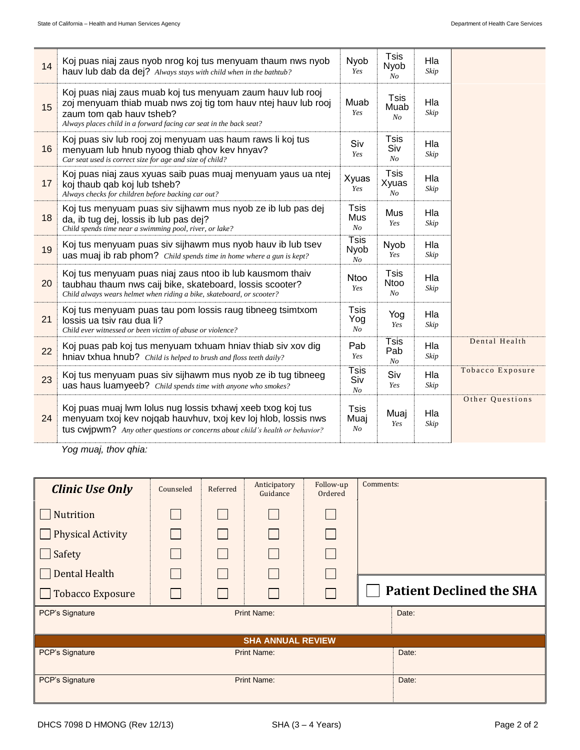| | | | | | |
|---|---|---|---|---|---|
| 14 | Koj puas niaj zaus nyob nrog koj tus menyuam thaum nws nyob hauv lub dab da dej? *Always stays with child when in the bathtub?* | Nyob *Yes* | Tsis Nyob *No* | Hla *Skip* | |
| 15 | Koj puas niaj zaus muab koj tus menyuam zaum hauv lub rooj zoj menyuam thiab muab nws zoj tig tom hauv ntej hauv lub rooj zaum tom qab hauv tsheb? *Always places child in a forward facing car seat in the back seat?* | Muab *Yes* | Tsis Muab *No* | Hla *Skip* | |
| 16 | Koj puas siv lub rooj zoj menyuam uas haum raws li koj tus menyuam lub hnub nyoog thiab qhov kev hnyav? *Car seat used is correct size for age and size of child?* | Siv *Yes* | Tsis Siv *No* | Hla *Skip* | |
| 17 | Koj puas niaj zaus xyuas saib puas muaj menyuam yaus ua ntej koj thaub qab koj lub tsheb? *Always checks for children before backing car out?* | Xyuas *Yes* | Tsis Xyuas *No* | Hla *Skip* | |
| 18 | Koj tus menyuam puas siv sijhawm mus nyob ze ib lub pas dej da, ib tug dej, lossis ib lub pas dej? *Child spends time near a swimming pool, river, or lake?* | Tsis Mus *No* | Mus *Yes* | Hla *Skip* | |
| 19 | Koj tus menyuam puas siv sijhawm mus nyob hauv ib lub tsev uas muaj ib rab phom? *Child spends time in home where a gun is kept?* | Tsis Nyob *No* | Nyob *Yes* | Hla *Skip* | |
| 20 | Koj tus menyuam puas niaj zaus ntoo ib lub kausmom thaiv taubhau thaum nws caij bike, skateboard, lossis scooter? *Child always wears helmet when riding a bike, skateboard, or scooter?* | Ntoo *Yes* | Tsis Ntoo *No* | Hla *Skip* | |
| 21 | Koj tus menyuam puas tau pom lossis raug tibneeg tsimtxom lossis ua tsiv rau dua li? *Child ever witnessed or been victim of abuse or violence?* | Tsis Yog *No* | Yog *Yes* | Hla *Skip* | |
| 22 | Koj puas pab koj tus menyuam txhuam hniav thiab siv xov dig hniav txhua hnub? *Child is helped to brush and floss teeth daily?* | Pab *Yes* | Tsis Pab *No* | Hla *Skip* | Dental Health |
| 23 | Koj tus menyuam puas siv sijhawm mus nyob ze ib tug tibneeg uas haus luamyeeb? *Child spends time with anyone who smokes?* | Tsis Siv *No* | Siv *Yes* | Hla *Skip* | Tobacco Exposure |
| 24 | Koj puas muaj lwm lolus nug lossis txhawj xeeb txog koj tus menyuam txoj kev nojqab hauvhuv, txoj kev loj hlob, lossis nws tus cwjpwm? *Any other questions or concerns about child's health or behavior?* | Tsis Muaj *No* | Muaj *Yes* | Hla *Skip* | Other Questions |

*Yog muaj, thov qhia:*

| ***Clinic Use Only*** | Counseled | Referred | Anticipatory Guidance | Follow-up Ordered | Comments: |
|---|---|---|---|---|---|
| ☐ Nutrition | ☐ | ☐ | ☐ | ☐ | |
| ☐ Physical Activity | ☐ | ☐ | ☐ | ☐ | |
| ☐ Safety | ☐ | ☐ | ☐ | ☐ | |
| ☐ Dental Health | ☐ | ☐ | ☐ | ☐ | |
| ☐ Tobacco Exposure | ☐ | ☐ | ☐ | ☐ | ☐ **Patient Declined the SHA** |

| | | |
|---|---|---|
| PCP's Signature | Print Name: | Date: |

**SHA ANNUAL REVIEW**

| | | |
|---|---|---|
| PCP's Signature | Print Name: | Date: |
| PCP's Signature | Print Name: | Date: |